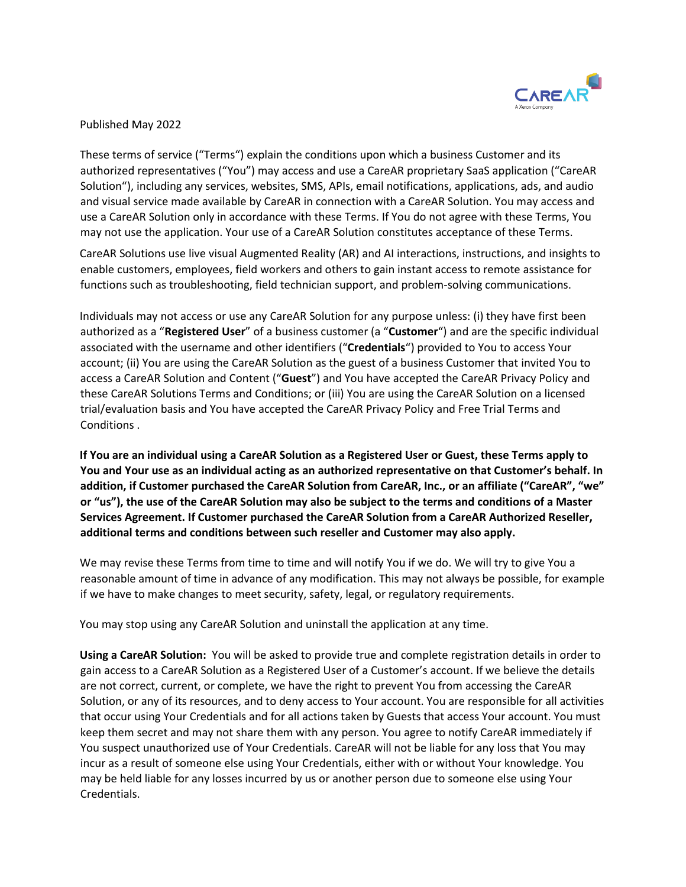Published May 2022

These terms of service ("Terms") explain the conditions upon which a business Customer and its authorized representatives ("You") may access and use a CareAR proprietary SaaS application ("CareAR Solution"), including any services, websites, SMS, APIs, email notifications, applications, ads, and audio and visual service made available by CareAR in connection with a CareAR Solution. You may access and use a CareAR Solution only in accordance with these Terms. If You do not agree with these Terms, You may not use the application. Your use of a CareAR Solution constitutes acceptance of these Terms.

CareAR Solutions use live visual Augmented Reality (AR) and AI interactions, instructions, and insights to enable customers, employees, field workers and others to gain instant access to remote assistance for functions such as troubleshooting, field technician support, and problem-solving communications.

Individuals may not access or use any CareAR Solution for any purpose unless: (i) they have first been authorized as a "**Registered User**" of a business customer (a "**Customer**") and are the specific individual associated with the username and other identifiers ("**Credentials**") provided to You to access Your account; (ii) You are using the CareAR Solution as the guest of a business Customer that invited You to access a CareAR Solution and Content ("**Guest**") and You have accepted the CareAR Privacy Policy and these CareAR Solutions Terms and Conditions; or (iii) You are using the CareAR Solution on a licensed trial/evaluation basis and You have accepted the CareAR Privacy Policy and Free Trial Terms and Conditions .

**If You are an individual using a CareAR Solution as a Registered User or Guest, these Terms apply to You and Your use as an individual acting as an authorized representative on that Customer's behalf. In addition, if Customer purchased the CareAR Solution from CareAR, Inc., or an affiliate ("CareAR", "we" or "us"), the use of the CareAR Solution may also be subject to the terms and conditions of a Master Services Agreement. If Customer purchased the CareAR Solution from a CareAR Authorized Reseller, additional terms and conditions between such reseller and Customer may also apply.**

We may revise these Terms from time to time and will notify You if we do. We will try to give You a reasonable amount of time in advance of any modification. This may not always be possible, for example if we have to make changes to meet security, safety, legal, or regulatory requirements.

You may stop using any CareAR Solution and uninstall the application at any time.

**Using a CareAR Solution:** You will be asked to provide true and complete registration details in order to gain access to a CareAR Solution as a Registered User of a Customer's account. If we believe the details are not correct, current, or complete, we have the right to prevent You from accessing the CareAR Solution, or any of its resources, and to deny access to Your account. You are responsible for all activities that occur using Your Credentials and for all actions taken by Guests that access Your account. You must keep them secret and may not share them with any person. You agree to notify CareAR immediately if You suspect unauthorized use of Your Credentials. CareAR will not be liable for any loss that You may incur as a result of someone else using Your Credentials, either with or without Your knowledge. You may be held liable for any losses incurred by us or another person due to someone else using Your Credentials.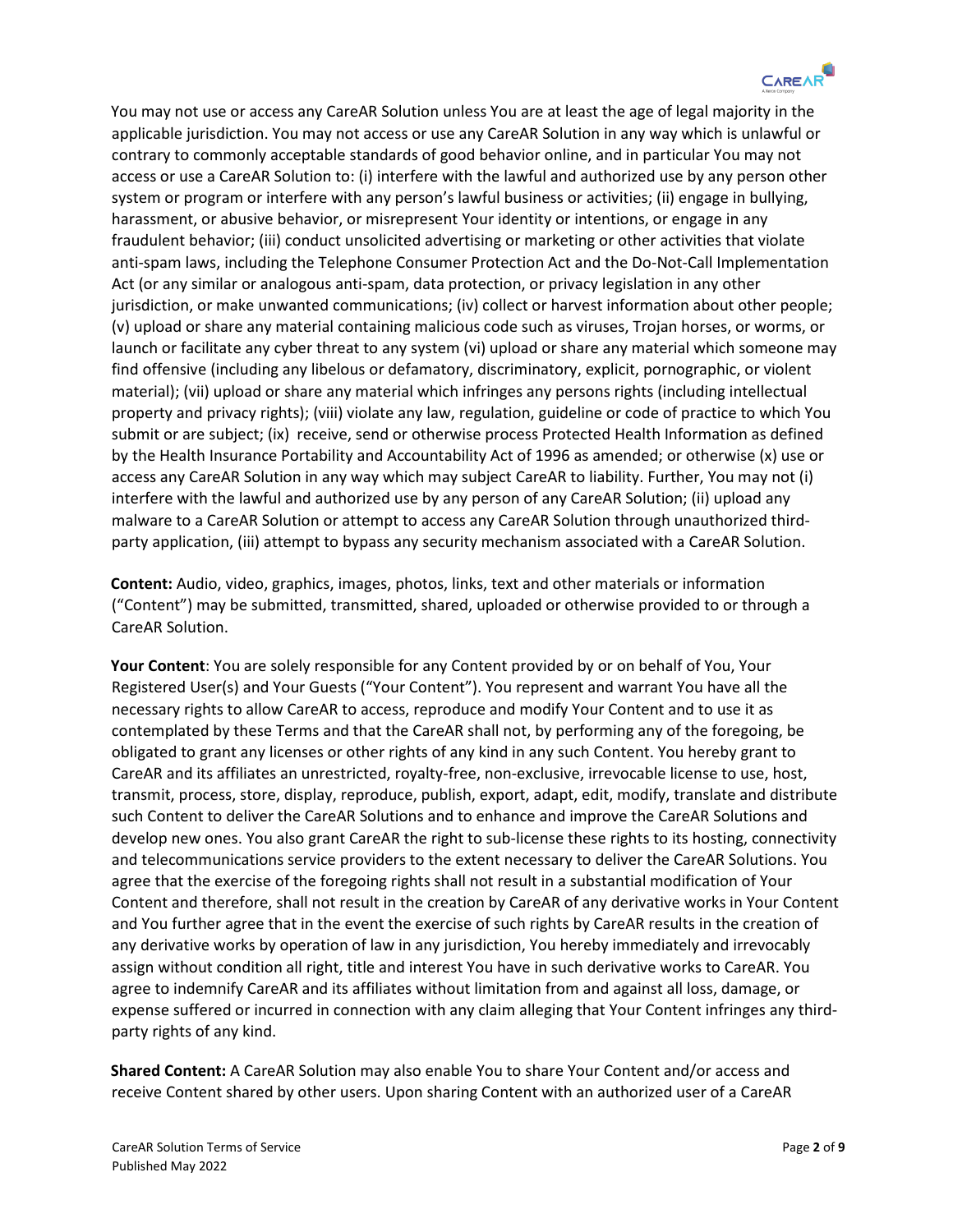You may not use or access any CareAR Solution unless You are at least the age of legal majority in the applicable jurisdiction. You may not access or use any CareAR Solution in any way which is unlawful or contrary to commonly acceptable standards of good behavior online, and in particular You may not access or use a CareAR Solution to: (i) interfere with the lawful and authorized use by any person other system or program or interfere with any person's lawful business or activities; (ii) engage in bullying, harassment, or abusive behavior, or misrepresent Your identity or intentions, or engage in any fraudulent behavior; (iii) conduct unsolicited advertising or marketing or other activities that violate anti-spam laws, including the Telephone Consumer Protection Act and the Do-Not-Call Implementation Act (or any similar or analogous anti-spam, data protection, or privacy legislation in any other jurisdiction, or make unwanted communications; (iv) collect or harvest information about other people; (v) upload or share any material containing malicious code such as viruses, Trojan horses, or worms, or launch or facilitate any cyber threat to any system (vi) upload or share any material which someone may find offensive (including any libelous or defamatory, discriminatory, explicit, pornographic, or violent material); (vii) upload or share any material which infringes any persons rights (including intellectual property and privacy rights); (viii) violate any law, regulation, guideline or code of practice to which You submit or are subject; (ix) receive, send or otherwise process Protected Health Information as defined by the Health Insurance Portability and Accountability Act of 1996 as amended; or otherwise (x) use or access any CareAR Solution in any way which may subject CareAR to liability. Further, You may not (i) interfere with the lawful and authorized use by any person of any CareAR Solution; (ii) upload any malware to a CareAR Solution or attempt to access any CareAR Solution through unauthorized third-party application, (iii) attempt to bypass any security mechanism associated with a CareAR Solution.

**Content:** Audio, video, graphics, images, photos, links, text and other materials or information ("Content") may be submitted, transmitted, shared, uploaded or otherwise provided to or through a CareAR Solution.

**Your Content**: You are solely responsible for any Content provided by or on behalf of You, Your Registered User(s) and Your Guests ("Your Content"). You represent and warrant You have all the necessary rights to allow CareAR to access, reproduce and modify Your Content and to use it as contemplated by these Terms and that the CareAR shall not, by performing any of the foregoing, be obligated to grant any licenses or other rights of any kind in any such Content. You hereby grant to CareAR and its affiliates an unrestricted, royalty-free, non-exclusive, irrevocable license to use, host, transmit, process, store, display, reproduce, publish, export, adapt, edit, modify, translate and distribute such Content to deliver the CareAR Solutions and to enhance and improve the CareAR Solutions and develop new ones. You also grant CareAR the right to sub-license these rights to its hosting, connectivity and telecommunications service providers to the extent necessary to deliver the CareAR Solutions. You agree that the exercise of the foregoing rights shall not result in a substantial modification of Your Content and therefore, shall not result in the creation by CareAR of any derivative works in Your Content and You further agree that in the event the exercise of such rights by CareAR results in the creation of any derivative works by operation of law in any jurisdiction, You hereby immediately and irrevocably assign without condition all right, title and interest You have in such derivative works to CareAR. You agree to indemnify CareAR and its affiliates without limitation from and against all loss, damage, or expense suffered or incurred in connection with any claim alleging that Your Content infringes any third-party rights of any kind.

**Shared Content:** A CareAR Solution may also enable You to share Your Content and/or access and receive Content shared by other users. Upon sharing Content with an authorized user of a CareAR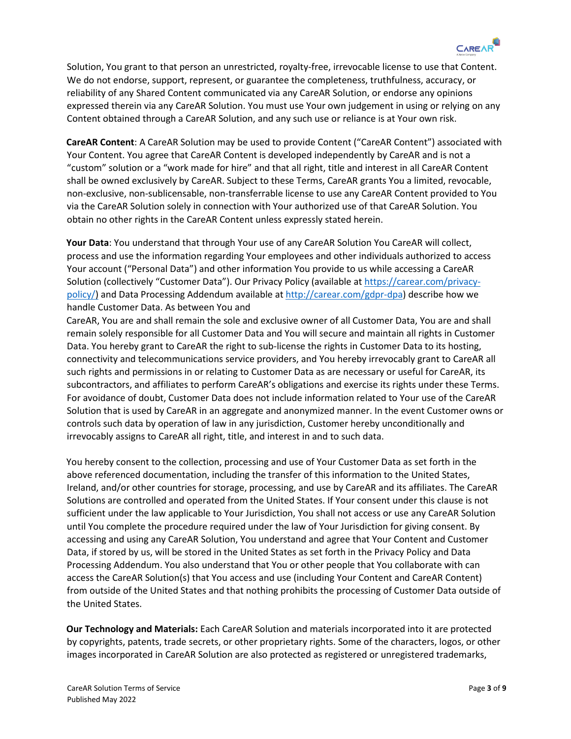Solution, You grant to that person an unrestricted, royalty-free, irrevocable license to use that Content. We do not endorse, support, represent, or guarantee the completeness, truthfulness, accuracy, or reliability of any Shared Content communicated via any CareAR Solution, or endorse any opinions expressed therein via any CareAR Solution. You must use Your own judgement in using or relying on any Content obtained through a CareAR Solution, and any such use or reliance is at Your own risk.

**CareAR Content**: A CareAR Solution may be used to provide Content ("CareAR Content") associated with Your Content. You agree that CareAR Content is developed independently by CareAR and is not a "custom" solution or a "work made for hire" and that all right, title and interest in all CareAR Content shall be owned exclusively by CareAR. Subject to these Terms, CareAR grants You a limited, revocable, non-exclusive, non-sublicensable, non-transferrable license to use any CareAR Content provided to You via the CareAR Solution solely in connection with Your authorized use of that CareAR Solution. You obtain no other rights in the CareAR Content unless expressly stated herein.

**Your Data**: You understand that through Your use of any CareAR Solution You CareAR will collect, process and use the information regarding Your employees and other individuals authorized to access Your account ("Personal Data") and other information You provide to us while accessing a CareAR Solution (collectively "Customer Data"). Our Privacy Policy (available at [https://carear.com/privacy-policy/)](https://carear.com/privacy-policy/) and Data Processing Addendum available at [http://carear.com/gdpr-dpa](http://carear.com/gdpr-dpa)) describe how we handle Customer Data. As between You and CareAR, You are and shall remain the sole and exclusive owner of all Customer Data, You are and shall remain solely responsible for all Customer Data and You will secure and maintain all rights in Customer Data. You hereby grant to CareAR the right to sub-license the rights in Customer Data to its hosting, connectivity and telecommunications service providers, and You hereby irrevocably grant to CareAR all such rights and permissions in or relating to Customer Data as are necessary or useful for CareAR, its subcontractors, and affiliates to perform CareAR's obligations and exercise its rights under these Terms. For avoidance of doubt, Customer Data does not include information related to Your use of the CareAR Solution that is used by CareAR in an aggregate and anonymized manner. In the event Customer owns or controls such data by operation of law in any jurisdiction, Customer hereby unconditionally and irrevocably assigns to CareAR all right, title, and interest in and to such data.

You hereby consent to the collection, processing and use of Your Customer Data as set forth in the above referenced documentation, including the transfer of this information to the United States, Ireland, and/or other countries for storage, processing, and use by CareAR and its affiliates. The CareAR Solutions are controlled and operated from the United States. If Your consent under this clause is not sufficient under the law applicable to Your Jurisdiction, You shall not access or use any CareAR Solution until You complete the procedure required under the law of Your Jurisdiction for giving consent. By accessing and using any CareAR Solution, You understand and agree that Your Content and Customer Data, if stored by us, will be stored in the United States as set forth in the Privacy Policy and Data Processing Addendum. You also understand that You or other people that You collaborate with can access the CareAR Solution(s) that You access and use (including Your Content and CareAR Content) from outside of the United States and that nothing prohibits the processing of Customer Data outside of the United States.

**Our Technology and Materials:** Each CareAR Solution and materials incorporated into it are protected by copyrights, patents, trade secrets, or other proprietary rights. Some of the characters, logos, or other images incorporated in CareAR Solution are also protected as registered or unregistered trademarks,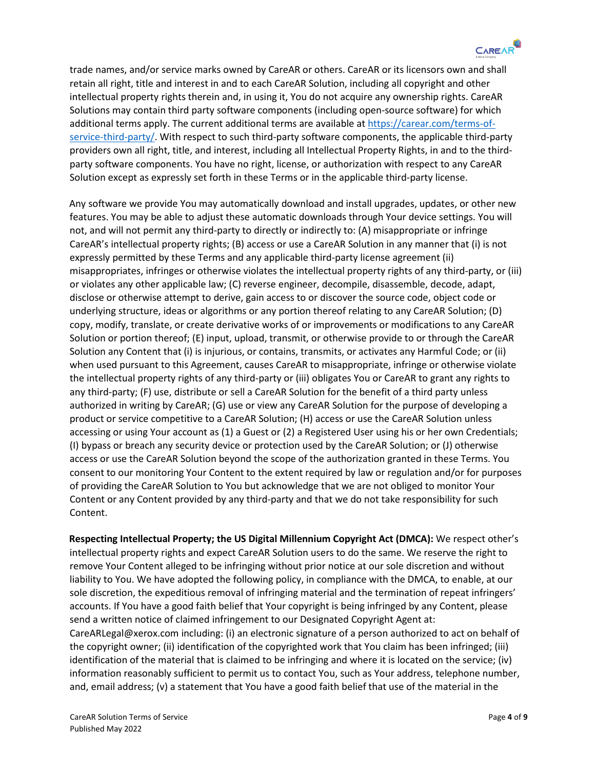trade names, and/or service marks owned by CareAR or others. CareAR or its licensors own and shall retain all right, title and interest in and to each CareAR Solution, including all copyright and other intellectual property rights therein and, in using it, You do not acquire any ownership rights. CareAR Solutions may contain third party software components (including open-source software) for which additional terms apply. The current additional terms are available at [https://carear.com/terms-of-service-third-party/](https://carear.com/terms-of-service-third-party/). With respect to such third-party software components, the applicable third-party providers own all right, title, and interest, including all Intellectual Property Rights, in and to the third-party software components. You have no right, license, or authorization with respect to any CareAR Solution except as expressly set forth in these Terms or in the applicable third-party license.

Any software we provide You may automatically download and install upgrades, updates, or other new features. You may be able to adjust these automatic downloads through Your device settings. You will not, and will not permit any third-party to directly or indirectly to: (A) misappropriate or infringe CareAR's intellectual property rights; (B) access or use a CareAR Solution in any manner that (i) is not expressly permitted by these Terms and any applicable third-party license agreement (ii) misappropriates, infringes or otherwise violates the intellectual property rights of any third-party, or (iii) or violates any other applicable law; (C) reverse engineer, decompile, disassemble, decode, adapt, disclose or otherwise attempt to derive, gain access to or discover the source code, object code or underlying structure, ideas or algorithms or any portion thereof relating to any CareAR Solution; (D) copy, modify, translate, or create derivative works of or improvements or modifications to any CareAR Solution or portion thereof; (E) input, upload, transmit, or otherwise provide to or through the CareAR Solution any Content that (i) is injurious, or contains, transmits, or activates any Harmful Code; or (ii) when used pursuant to this Agreement, causes CareAR to misappropriate, infringe or otherwise violate the intellectual property rights of any third-party or (iii) obligates You or CareAR to grant any rights to any third-party; (F) use, distribute or sell a CareAR Solution for the benefit of a third party unless authorized in writing by CareAR; (G) use or view any CareAR Solution for the purpose of developing a product or service competitive to a CareAR Solution; (H) access or use the CareAR Solution unless accessing or using Your account as (1) a Guest or (2) a Registered User using his or her own Credentials; (I) bypass or breach any security device or protection used by the CareAR Solution; or (J) otherwise access or use the CareAR Solution beyond the scope of the authorization granted in these Terms. You consent to our monitoring Your Content to the extent required by law or regulation and/or for purposes of providing the CareAR Solution to You but acknowledge that we are not obliged to monitor Your Content or any Content provided by any third-party and that we do not take responsibility for such Content.

**Respecting Intellectual Property; the US Digital Millennium Copyright Act (DMCA):** We respect other's intellectual property rights and expect CareAR Solution users to do the same. We reserve the right to remove Your Content alleged to be infringing without prior notice at our sole discretion and without liability to You. We have adopted the following policy, in compliance with the DMCA, to enable, at our sole discretion, the expeditious removal of infringing material and the termination of repeat infringers' accounts. If You have a good faith belief that Your copyright is being infringed by any Content, please send a written notice of claimed infringement to our Designated Copyright Agent at: CareARLegal@xerox.com including: (i) an electronic signature of a person authorized to act on behalf of the copyright owner; (ii) identification of the copyrighted work that You claim has been infringed; (iii) identification of the material that is claimed to be infringing and where it is located on the service; (iv) information reasonably sufficient to permit us to contact You, such as Your address, telephone number, and, email address; (v) a statement that You have a good faith belief that use of the material in the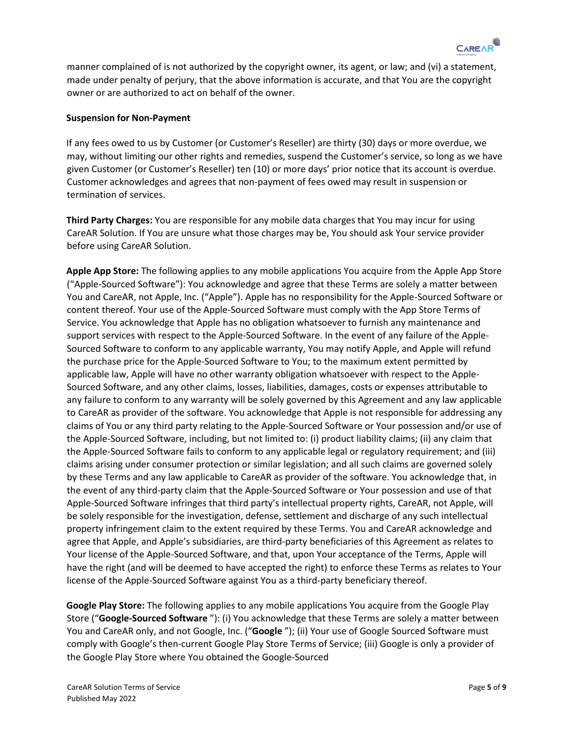manner complained of is not authorized by the copyright owner, its agent, or law; and (vi) a statement, made under penalty of perjury, that the above information is accurate, and that You are the copyright owner or are authorized to act on behalf of the owner.

**Suspension for Non-Payment**

If any fees owed to us by Customer (or Customer's Reseller) are thirty (30) days or more overdue, we may, without limiting our other rights and remedies, suspend the Customer's service, so long as we have given Customer (or Customer's Reseller) ten (10) or more days' prior notice that its account is overdue. Customer acknowledges and agrees that non-payment of fees owed may result in suspension or termination of services.

**Third Party Charges:** You are responsible for any mobile data charges that You may incur for using CareAR Solution. If You are unsure what those charges may be, You should ask Your service provider before using CareAR Solution.

**Apple App Store:** The following applies to any mobile applications You acquire from the Apple App Store ("Apple-Sourced Software"): You acknowledge and agree that these Terms are solely a matter between You and CareAR, not Apple, Inc. ("Apple"). Apple has no responsibility for the Apple-Sourced Software or content thereof. Your use of the Apple-Sourced Software must comply with the App Store Terms of Service. You acknowledge that Apple has no obligation whatsoever to furnish any maintenance and support services with respect to the Apple-Sourced Software. In the event of any failure of the Apple-Sourced Software to conform to any applicable warranty, You may notify Apple, and Apple will refund the purchase price for the Apple-Sourced Software to You; to the maximum extent permitted by applicable law, Apple will have no other warranty obligation whatsoever with respect to the Apple-Sourced Software, and any other claims, losses, liabilities, damages, costs or expenses attributable to any failure to conform to any warranty will be solely governed by this Agreement and any law applicable to CareAR as provider of the software. You acknowledge that Apple is not responsible for addressing any claims of You or any third party relating to the Apple-Sourced Software or Your possession and/or use of the Apple-Sourced Software, including, but not limited to: (i) product liability claims; (ii) any claim that the Apple-Sourced Software fails to conform to any applicable legal or regulatory requirement; and (iii) claims arising under consumer protection or similar legislation; and all such claims are governed solely by these Terms and any law applicable to CareAR as provider of the software. You acknowledge that, in the event of any third-party claim that the Apple-Sourced Software or Your possession and use of that Apple-Sourced Software infringes that third party's intellectual property rights, CareAR, not Apple, will be solely responsible for the investigation, defense, settlement and discharge of any such intellectual property infringement claim to the extent required by these Terms. You and CareAR acknowledge and agree that Apple, and Apple's subsidiaries, are third-party beneficiaries of this Agreement as relates to Your license of the Apple-Sourced Software, and that, upon Your acceptance of the Terms, Apple will have the right (and will be deemed to have accepted the right) to enforce these Terms as relates to Your license of the Apple-Sourced Software against You as a third-party beneficiary thereof.

**Google Play Store:** The following applies to any mobile applications You acquire from the Google Play Store ("**Google-Sourced Software** "): (i) You acknowledge that these Terms are solely a matter between You and CareAR only, and not Google, Inc. ("**Google** "); (ii) Your use of Google Sourced Software must comply with Google's then-current Google Play Store Terms of Service; (iii) Google is only a provider of the Google Play Store where You obtained the Google-Sourced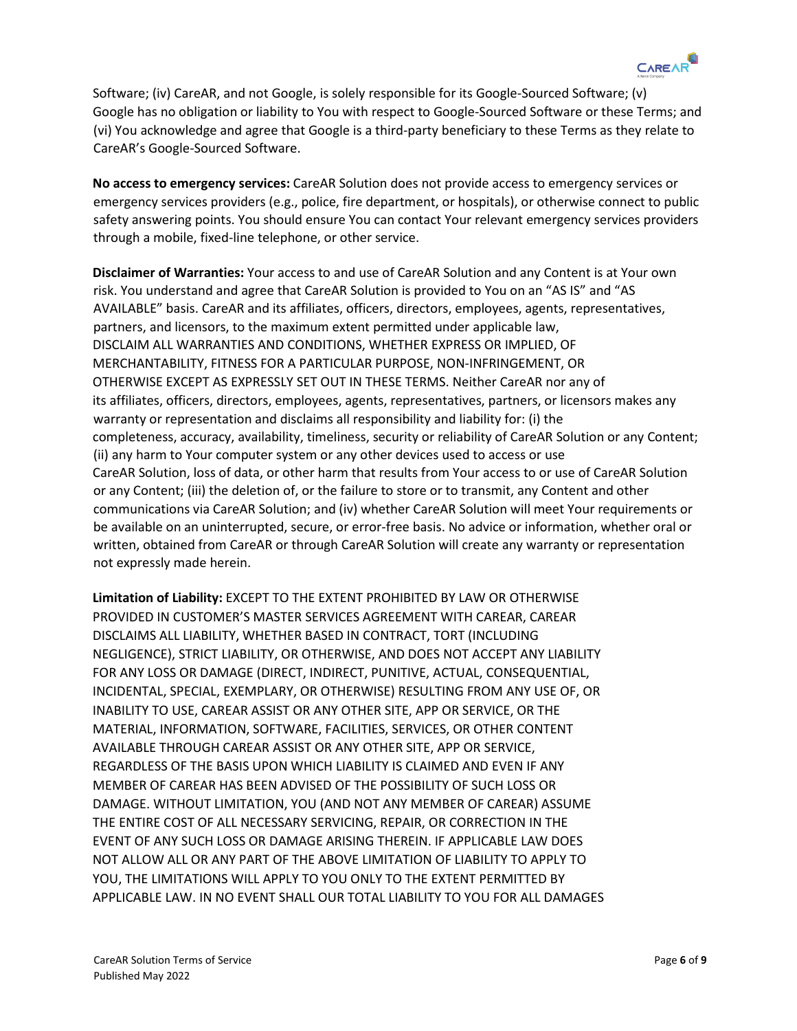Software; (iv) CareAR, and not Google, is solely responsible for its Google-Sourced Software; (v) Google has no obligation or liability to You with respect to Google-Sourced Software or these Terms; and (vi) You acknowledge and agree that Google is a third-party beneficiary to these Terms as they relate to CareAR's Google-Sourced Software.

**No access to emergency services:** CareAR Solution does not provide access to emergency services or emergency services providers (e.g., police, fire department, or hospitals), or otherwise connect to public safety answering points. You should ensure You can contact Your relevant emergency services providers through a mobile, fixed-line telephone, or other service.

**Disclaimer of Warranties:** Your access to and use of CareAR Solution and any Content is at Your own risk. You understand and agree that CareAR Solution is provided to You on an "AS IS" and "AS AVAILABLE" basis. CareAR and its affiliates, officers, directors, employees, agents, representatives, partners, and licensors, to the maximum extent permitted under applicable law, DISCLAIM ALL WARRANTIES AND CONDITIONS, WHETHER EXPRESS OR IMPLIED, OF MERCHANTABILITY, FITNESS FOR A PARTICULAR PURPOSE, NON-INFRINGEMENT, OR OTHERWISE EXCEPT AS EXPRESSLY SET OUT IN THESE TERMS. Neither CareAR nor any of its affiliates, officers, directors, employees, agents, representatives, partners, or licensors makes any warranty or representation and disclaims all responsibility and liability for: (i) the completeness, accuracy, availability, timeliness, security or reliability of CareAR Solution or any Content; (ii) any harm to Your computer system or any other devices used to access or use CareAR Solution, loss of data, or other harm that results from Your access to or use of CareAR Solution or any Content; (iii) the deletion of, or the failure to store or to transmit, any Content and other communications via CareAR Solution; and (iv) whether CareAR Solution will meet Your requirements or be available on an uninterrupted, secure, or error-free basis. No advice or information, whether oral or written, obtained from CareAR or through CareAR Solution will create any warranty or representation not expressly made herein.

**Limitation of Liability:** EXCEPT TO THE EXTENT PROHIBITED BY LAW OR OTHERWISE PROVIDED IN CUSTOMER'S MASTER SERVICES AGREEMENT WITH CAREAR, CAREAR DISCLAIMS ALL LIABILITY, WHETHER BASED IN CONTRACT, TORT (INCLUDING NEGLIGENCE), STRICT LIABILITY, OR OTHERWISE, AND DOES NOT ACCEPT ANY LIABILITY FOR ANY LOSS OR DAMAGE (DIRECT, INDIRECT, PUNITIVE, ACTUAL, CONSEQUENTIAL, INCIDENTAL, SPECIAL, EXEMPLARY, OR OTHERWISE) RESULTING FROM ANY USE OF, OR INABILITY TO USE, CAREAR ASSIST OR ANY OTHER SITE, APP OR SERVICE, OR THE MATERIAL, INFORMATION, SOFTWARE, FACILITIES, SERVICES, OR OTHER CONTENT AVAILABLE THROUGH CAREAR ASSIST OR ANY OTHER SITE, APP OR SERVICE, REGARDLESS OF THE BASIS UPON WHICH LIABILITY IS CLAIMED AND EVEN IF ANY MEMBER OF CAREAR HAS BEEN ADVISED OF THE POSSIBILITY OF SUCH LOSS OR DAMAGE. WITHOUT LIMITATION, YOU (AND NOT ANY MEMBER OF CAREAR) ASSUME THE ENTIRE COST OF ALL NECESSARY SERVICING, REPAIR, OR CORRECTION IN THE EVENT OF ANY SUCH LOSS OR DAMAGE ARISING THEREIN. IF APPLICABLE LAW DOES NOT ALLOW ALL OR ANY PART OF THE ABOVE LIMITATION OF LIABILITY TO APPLY TO YOU, THE LIMITATIONS WILL APPLY TO YOU ONLY TO THE EXTENT PERMITTED BY APPLICABLE LAW. IN NO EVENT SHALL OUR TOTAL LIABILITY TO YOU FOR ALL DAMAGES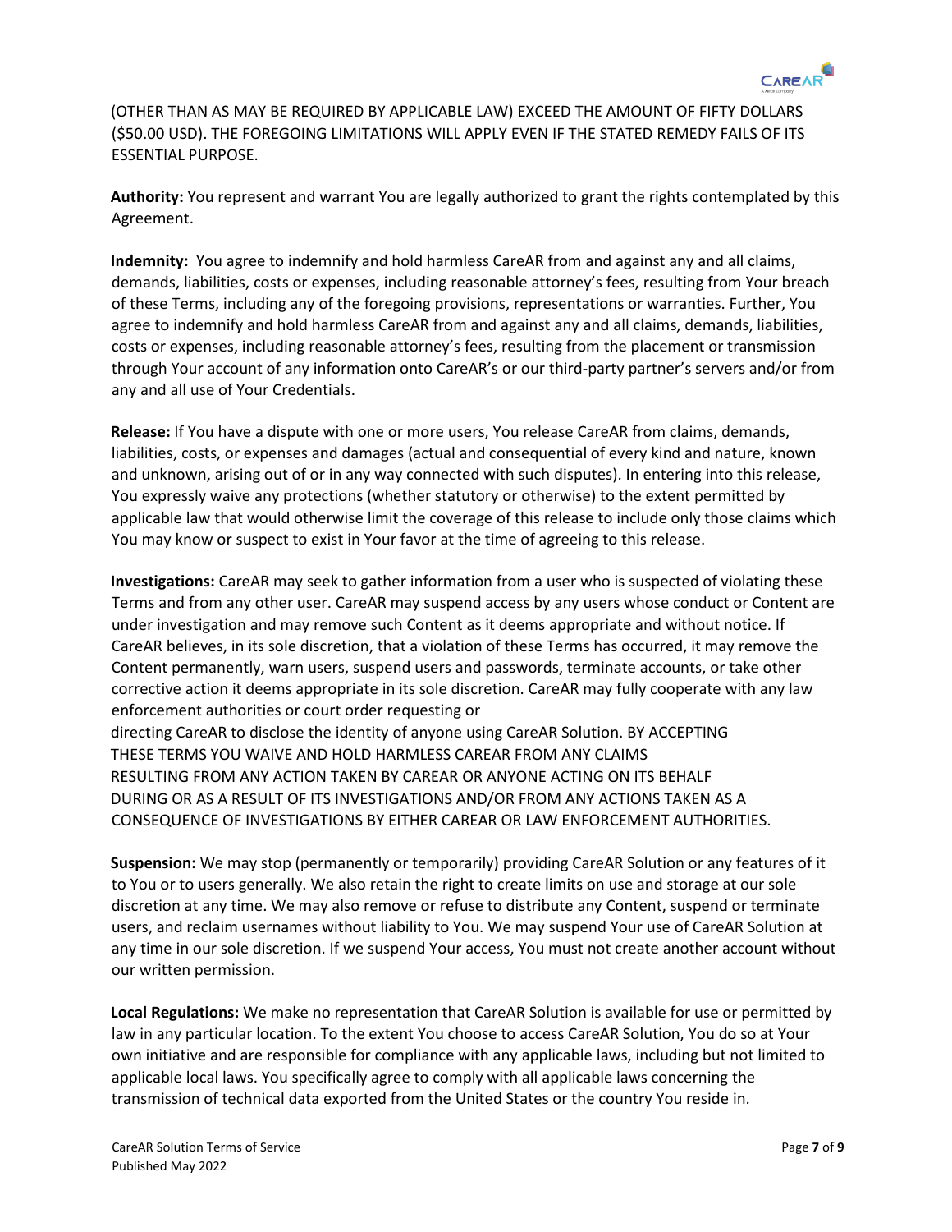(OTHER THAN AS MAY BE REQUIRED BY APPLICABLE LAW) EXCEED THE AMOUNT OF FIFTY DOLLARS ($50.00 USD). THE FOREGOING LIMITATIONS WILL APPLY EVEN IF THE STATED REMEDY FAILS OF ITS ESSENTIAL PURPOSE.

**Authority:** You represent and warrant You are legally authorized to grant the rights contemplated by this Agreement.

**Indemnity:** You agree to indemnify and hold harmless CareAR from and against any and all claims, demands, liabilities, costs or expenses, including reasonable attorney's fees, resulting from Your breach of these Terms, including any of the foregoing provisions, representations or warranties. Further, You agree to indemnify and hold harmless CareAR from and against any and all claims, demands, liabilities, costs or expenses, including reasonable attorney's fees, resulting from the placement or transmission through Your account of any information onto CareAR's or our third-party partner's servers and/or from any and all use of Your Credentials.

**Release:** If You have a dispute with one or more users, You release CareAR from claims, demands, liabilities, costs, or expenses and damages (actual and consequential of every kind and nature, known and unknown, arising out of or in any way connected with such disputes). In entering into this release, You expressly waive any protections (whether statutory or otherwise) to the extent permitted by applicable law that would otherwise limit the coverage of this release to include only those claims which You may know or suspect to exist in Your favor at the time of agreeing to this release.

**Investigations:** CareAR may seek to gather information from a user who is suspected of violating these Terms and from any other user. CareAR may suspend access by any users whose conduct or Content are under investigation and may remove such Content as it deems appropriate and without notice. If CareAR believes, in its sole discretion, that a violation of these Terms has occurred, it may remove the Content permanently, warn users, suspend users and passwords, terminate accounts, or take other corrective action it deems appropriate in its sole discretion. CareAR may fully cooperate with any law enforcement authorities or court order requesting or directing CareAR to disclose the identity of anyone using CareAR Solution. BY ACCEPTING THESE TERMS YOU WAIVE AND HOLD HARMLESS CAREAR FROM ANY CLAIMS RESULTING FROM ANY ACTION TAKEN BY CAREAR OR ANYONE ACTING ON ITS BEHALF DURING OR AS A RESULT OF ITS INVESTIGATIONS AND/OR FROM ANY ACTIONS TAKEN AS A CONSEQUENCE OF INVESTIGATIONS BY EITHER CAREAR OR LAW ENFORCEMENT AUTHORITIES.

**Suspension:** We may stop (permanently or temporarily) providing CareAR Solution or any features of it to You or to users generally. We also retain the right to create limits on use and storage at our sole discretion at any time. We may also remove or refuse to distribute any Content, suspend or terminate users, and reclaim usernames without liability to You. We may suspend Your use of CareAR Solution at any time in our sole discretion. If we suspend Your access, You must not create another account without our written permission.

**Local Regulations:** We make no representation that CareAR Solution is available for use or permitted by law in any particular location. To the extent You choose to access CareAR Solution, You do so at Your own initiative and are responsible for compliance with any applicable laws, including but not limited to applicable local laws. You specifically agree to comply with all applicable laws concerning the transmission of technical data exported from the United States or the country You reside in.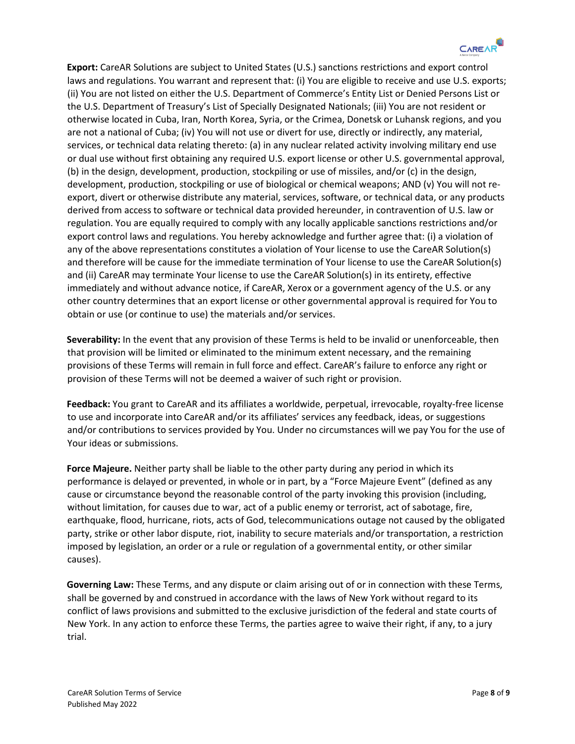**Export:** CareAR Solutions are subject to United States (U.S.) sanctions restrictions and export control laws and regulations. You warrant and represent that: (i) You are eligible to receive and use U.S. exports; (ii) You are not listed on either the U.S. Department of Commerce's Entity List or Denied Persons List or the U.S. Department of Treasury's List of Specially Designated Nationals; (iii) You are not resident or otherwise located in Cuba, Iran, North Korea, Syria, or the Crimea, Donetsk or Luhansk regions, and you are not a national of Cuba; (iv) You will not use or divert for use, directly or indirectly, any material, services, or technical data relating thereto: (a) in any nuclear related activity involving military end use or dual use without first obtaining any required U.S. export license or other U.S. governmental approval, (b) in the design, development, production, stockpiling or use of missiles, and/or (c) in the design, development, production, stockpiling or use of biological or chemical weapons; AND (v) You will not re-export, divert or otherwise distribute any material, services, software, or technical data, or any products derived from access to software or technical data provided hereunder, in contravention of U.S. law or regulation. You are equally required to comply with any locally applicable sanctions restrictions and/or export control laws and regulations. You hereby acknowledge and further agree that: (i) a violation of any of the above representations constitutes a violation of Your license to use the CareAR Solution(s) and therefore will be cause for the immediate termination of Your license to use the CareAR Solution(s) and (ii) CareAR may terminate Your license to use the CareAR Solution(s) in its entirety, effective immediately and without advance notice, if CareAR, Xerox or a government agency of the U.S. or any other country determines that an export license or other governmental approval is required for You to obtain or use (or continue to use) the materials and/or services.

**Severability:** In the event that any provision of these Terms is held to be invalid or unenforceable, then that provision will be limited or eliminated to the minimum extent necessary, and the remaining provisions of these Terms will remain in full force and effect. CareAR's failure to enforce any right or provision of these Terms will not be deemed a waiver of such right or provision.

**Feedback:** You grant to CareAR and its affiliates a worldwide, perpetual, irrevocable, royalty-free license to use and incorporate into CareAR and/or its affiliates' services any feedback, ideas, or suggestions and/or contributions to services provided by You. Under no circumstances will we pay You for the use of Your ideas or submissions.

**Force Majeure.** Neither party shall be liable to the other party during any period in which its performance is delayed or prevented, in whole or in part, by a "Force Majeure Event" (defined as any cause or circumstance beyond the reasonable control of the party invoking this provision (including, without limitation, for causes due to war, act of a public enemy or terrorist, act of sabotage, fire, earthquake, flood, hurricane, riots, acts of God, telecommunications outage not caused by the obligated party, strike or other labor dispute, riot, inability to secure materials and/or transportation, a restriction imposed by legislation, an order or a rule or regulation of a governmental entity, or other similar causes).

**Governing Law:** These Terms, and any dispute or claim arising out of or in connection with these Terms, shall be governed by and construed in accordance with the laws of New York without regard to its conflict of laws provisions and submitted to the exclusive jurisdiction of the federal and state courts of New York. In any action to enforce these Terms, the parties agree to waive their right, if any, to a jury trial.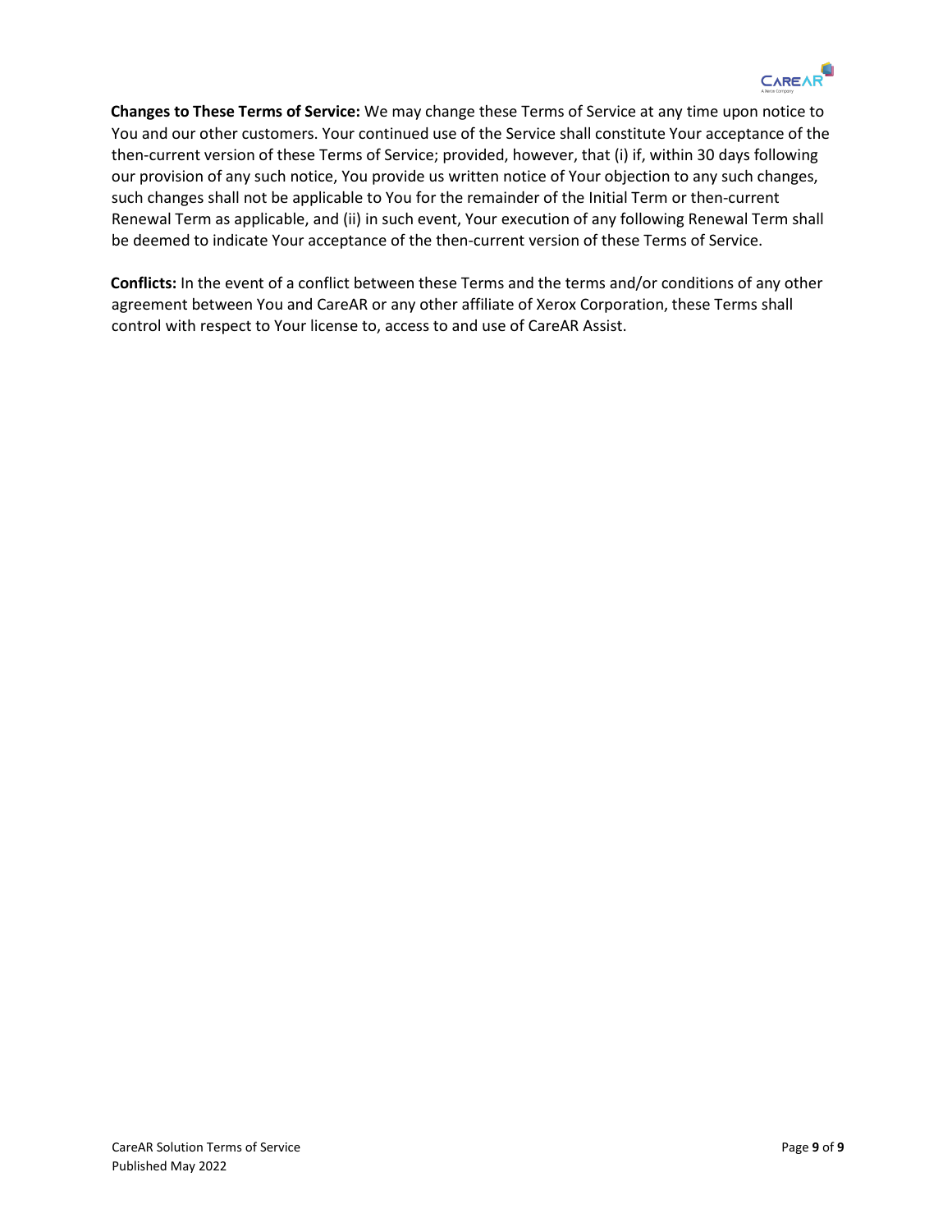**Changes to These Terms of Service:** We may change these Terms of Service at any time upon notice to You and our other customers. Your continued use of the Service shall constitute Your acceptance of the then-current version of these Terms of Service; provided, however, that (i) if, within 30 days following our provision of any such notice, You provide us written notice of Your objection to any such changes, such changes shall not be applicable to You for the remainder of the Initial Term or then-current Renewal Term as applicable, and (ii) in such event, Your execution of any following Renewal Term shall be deemed to indicate Your acceptance of the then-current version of these Terms of Service.

**Conflicts:** In the event of a conflict between these Terms and the terms and/or conditions of any other agreement between You and CareAR or any other affiliate of Xerox Corporation, these Terms shall control with respect to Your license to, access to and use of CareAR Assist.